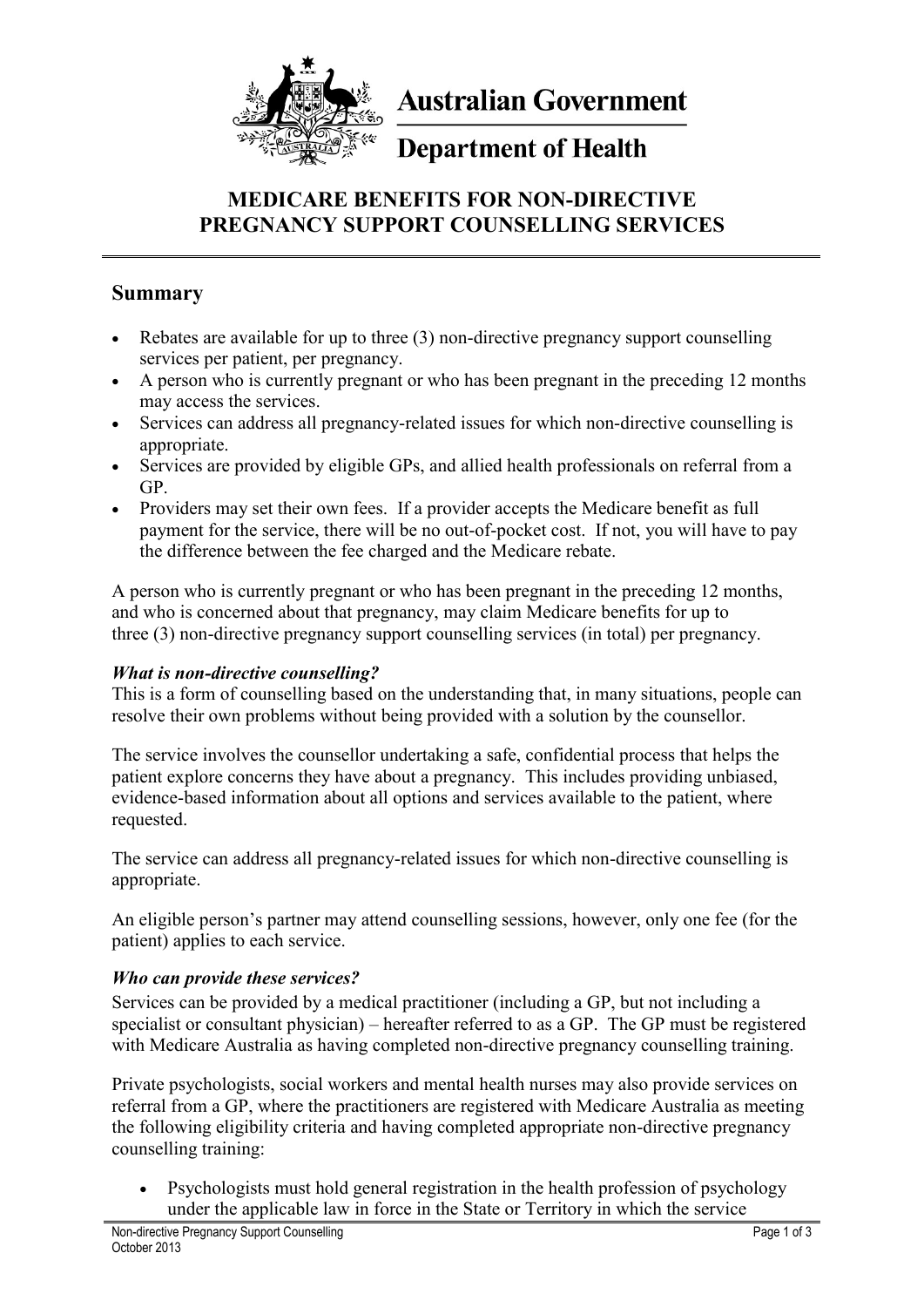Australian Government

Department of Health

# MEDICARE BENEFITS FOR NON-DIRECTIVE PREGNANCY SUPPORT COUNSELLING SERVICES

## Summary

- Rebates are available for up to three (3) non-directive pregnancy support counselling services per patient, per pregnancy.
- A person who is currently pregnant or who has been pregnant in the preceding 12 months may access the services.
- Services can address all pregnancy-related issues for which non-directive counselling is appropriate.
- Services are provided by eligible GPs, and allied health professionals on referral from a GP.
- Providers may set their own fees. If a provider accepts the Medicare benefit as full payment for the service, there will be no out-of-pocket cost. If not, you will have to pay the difference between the fee charged and the Medicare rebate.

A person who is currently pregnant or who has been pregnant in the preceding 12 months, and who is concerned about that pregnancy, may claim Medicare benefits for up to three (3) non-directive pregnancy support counselling services (in total) per pregnancy.

***What is non-directive counselling?***

This is a form of counselling based on the understanding that, in many situations, people can resolve their own problems without being provided with a solution by the counsellor.

The service involves the counsellor undertaking a safe, confidential process that helps the patient explore concerns they have about a pregnancy. This includes providing unbiased, evidence-based information about all options and services available to the patient, where requested.

The service can address all pregnancy-related issues for which non-directive counselling is appropriate.

An eligible person's partner may attend counselling sessions, however, only one fee (for the patient) applies to each service.

***Who can provide these services?***

Services can be provided by a medical practitioner (including a GP, but not including a specialist or consultant physician) – hereafter referred to as a GP. The GP must be registered with Medicare Australia as having completed non-directive pregnancy counselling training.

Private psychologists, social workers and mental health nurses may also provide services on referral from a GP, where the practitioners are registered with Medicare Australia as meeting the following eligibility criteria and having completed appropriate non-directive pregnancy counselling training:

- Psychologists must hold general registration in the health profession of psychology under the applicable law in force in the State or Territory in which the service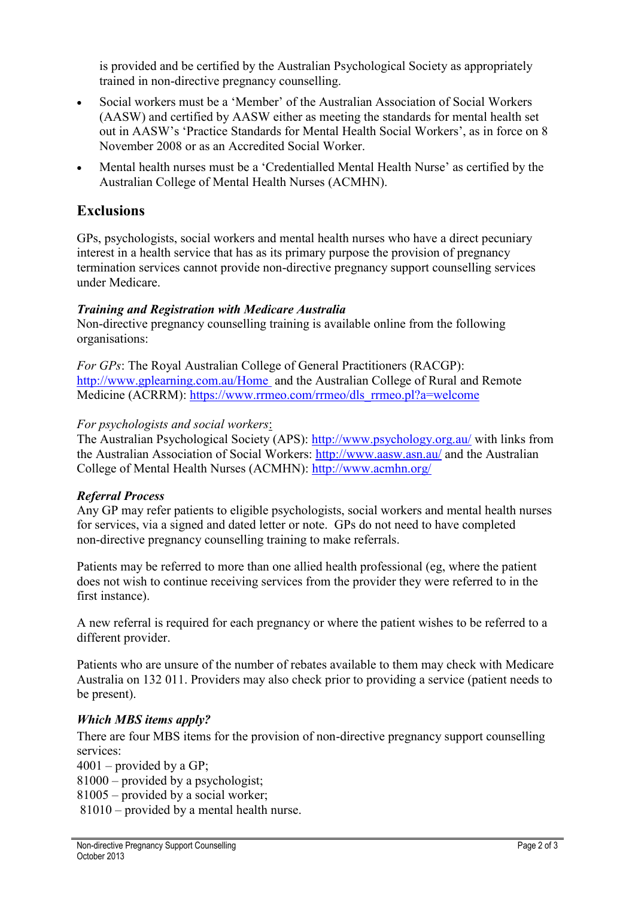is provided and be certified by the Australian Psychological Society as appropriately trained in non-directive pregnancy counselling.

- Social workers must be a 'Member' of the Australian Association of Social Workers (AASW) and certified by AASW either as meeting the standards for mental health set out in AASW's 'Practice Standards for Mental Health Social Workers', as in force on 8 November 2008 or as an Accredited Social Worker.
- Mental health nurses must be a 'Credentialled Mental Health Nurse' as certified by the Australian College of Mental Health Nurses (ACMHN).

## Exclusions

GPs, psychologists, social workers and mental health nurses who have a direct pecuniary interest in a health service that has as its primary purpose the provision of pregnancy termination services cannot provide non-directive pregnancy support counselling services under Medicare.

### *Training and Registration with Medicare Australia*

Non-directive pregnancy counselling training is available online from the following organisations:

*For GPs*: The Royal Australian College of General Practitioners (RACGP): http://www.gplearning.com.au/Home and the Australian College of Rural and Remote Medicine (ACRRM): https://www.rrmeo.com/rrmeo/dls_rrmeo.pl?a=welcome

*For psychologists and social workers*:
The Australian Psychological Society (APS): http://www.psychology.org.au/ with links from the Australian Association of Social Workers: http://www.aasw.asn.au/ and the Australian College of Mental Health Nurses (ACMHN): http://www.acmhn.org/

### *Referral Process*

Any GP may refer patients to eligible psychologists, social workers and mental health nurses for services, via a signed and dated letter or note. GPs do not need to have completed non-directive pregnancy counselling training to make referrals.

Patients may be referred to more than one allied health professional (eg, where the patient does not wish to continue receiving services from the provider they were referred to in the first instance).

A new referral is required for each pregnancy or where the patient wishes to be referred to a different provider.

Patients who are unsure of the number of rebates available to them may check with Medicare Australia on 132 011. Providers may also check prior to providing a service (patient needs to be present).

### *Which MBS items apply?*

There are four MBS items for the provision of non-directive pregnancy support counselling services:
4001 – provided by a GP;
81000 – provided by a psychologist;
81005 – provided by a social worker;
81010 – provided by a mental health nurse.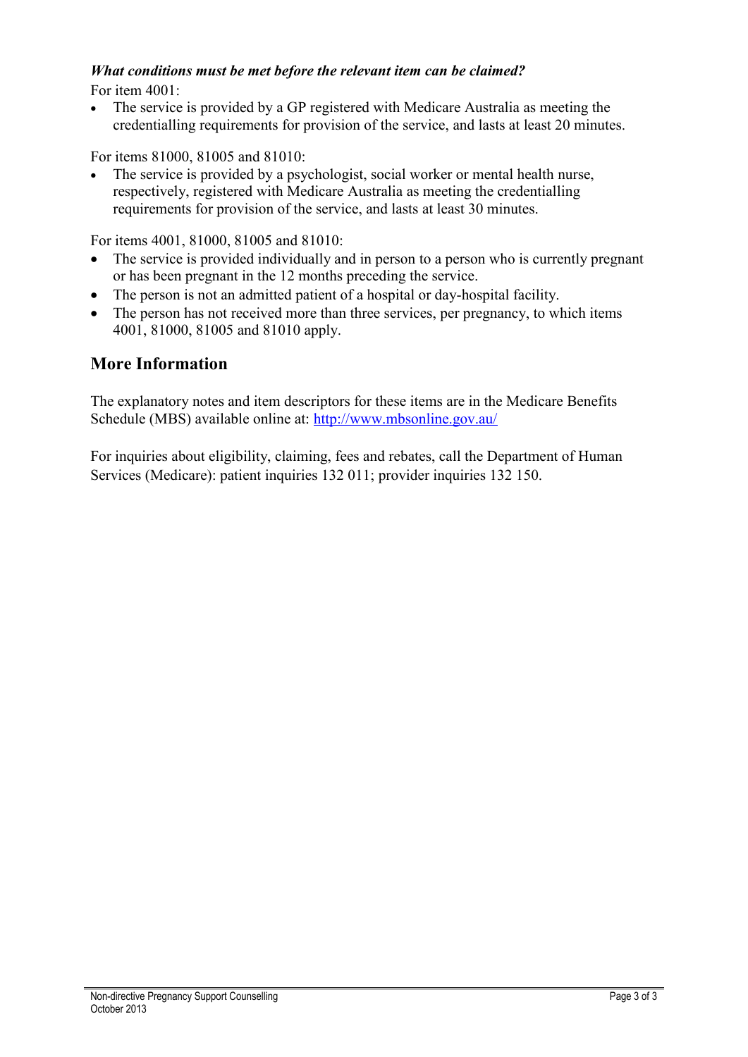***What conditions must be met before the relevant item can be claimed?***

For item 4001:

- The service is provided by a GP registered with Medicare Australia as meeting the credentialling requirements for provision of the service, and lasts at least 20 minutes.

For items 81000, 81005 and 81010:

- The service is provided by a psychologist, social worker or mental health nurse, respectively, registered with Medicare Australia as meeting the credentialling requirements for provision of the service, and lasts at least 30 minutes.

For items 4001, 81000, 81005 and 81010:

- The service is provided individually and in person to a person who is currently pregnant or has been pregnant in the 12 months preceding the service.
- The person is not an admitted patient of a hospital or day-hospital facility.
- The person has not received more than three services, per pregnancy, to which items 4001, 81000, 81005 and 81010 apply.

## More Information

The explanatory notes and item descriptors for these items are in the Medicare Benefits Schedule (MBS) available online at: [http://www.mbsonline.gov.au/](http://www.mbsonline.gov.au/)

For inquiries about eligibility, claiming, fees and rebates, call the Department of Human Services (Medicare): patient inquiries 132 011; provider inquiries 132 150.